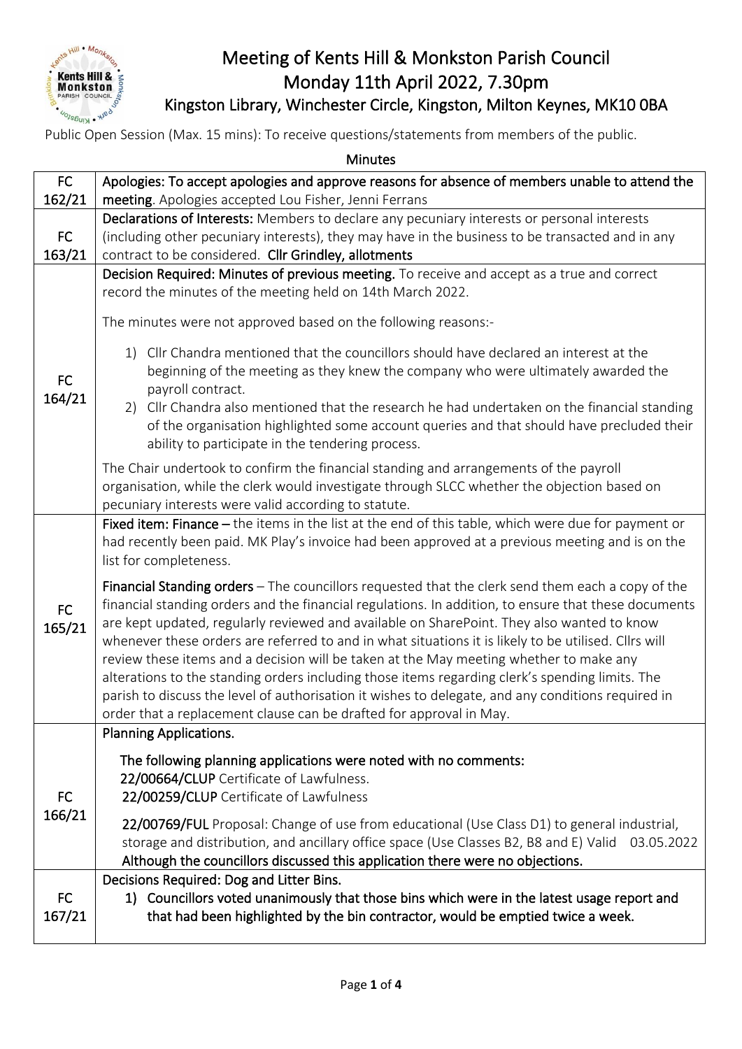# Meeting of Kents Hill & Monkston Parish Council
## Monday 11th April 2022, 7.30pm
### Kingston Library, Winchester Circle, Kingston, Milton Keynes, MK10 0BA

Public Open Session (Max. 15 mins): To receive questions/statements from members of the public.

**Minutes**

| | |
|---|---|
| FC 162/21 | **Apologies: To accept apologies and approve reasons for absence of members unable to attend the meeting**. Apologies accepted Lou Fisher, Jenni Ferrans |
| FC 163/21 | **Declarations of Interests:** Members to declare any pecuniary interests or personal interests (including other pecuniary interests), they may have in the business to be transacted and in any contract to be considered. **Cllr Grindley, allotments** |
| FC 164/21 | **Decision Required: Minutes of previous meeting.** To receive and accept as a true and correct record the minutes of the meeting held on 14th March 2022.<br><br>The minutes were not approved based on the following reasons:-<br><br>1) Cllr Chandra mentioned that the councillors should have declared an interest at the beginning of the meeting as they knew the company who were ultimately awarded the payroll contract.<br>2) Cllr Chandra also mentioned that the research he had undertaken on the financial standing of the organisation highlighted some account queries and that should have precluded their ability to participate in the tendering process.<br><br>The Chair undertook to confirm the financial standing and arrangements of the payroll organisation, while the clerk would investigate through SLCC whether the objection based on pecuniary interests were valid according to statute. |
| FC 165/21 | **Fixed item: Finance –** the items in the list at the end of this table, which were due for payment or had recently been paid. MK Play's invoice had been approved at a previous meeting and is on the list for completeness.<br><br>**Financial Standing orders** – The councillors requested that the clerk send them each a copy of the financial standing orders and the financial regulations. In addition, to ensure that these documents are kept updated, regularly reviewed and available on SharePoint. They also wanted to know whenever these orders are referred to and in what situations it is likely to be utilised. Cllrs will review these items and a decision will be taken at the May meeting whether to make any alterations to the standing orders including those items regarding clerk's spending limits. The parish to discuss the level of authorisation it wishes to delegate, and any conditions required in order that a replacement clause can be drafted for approval in May. |
| FC 166/21 | **Planning Applications.**<br><br>**The following planning applications were noted with no comments:**<br>**22/00664/CLUP** Certificate of Lawfulness.<br>**22/00259/CLUP** Certificate of Lawfulness<br><br>**22/00769/FUL** Proposal: Change of use from educational (Use Class D1) to general industrial, storage and distribution, and ancillary office space (Use Classes B2, B8 and E) Valid 03.05.2022<br>**Although the councillors discussed this application there were no objections.** |
| FC 167/21 | **Decisions Required: Dog and Litter Bins.**<br>**1) Councillors voted unanimously that those bins which were in the latest usage report and that had been highlighted by the bin contractor, would be emptied twice a week.** |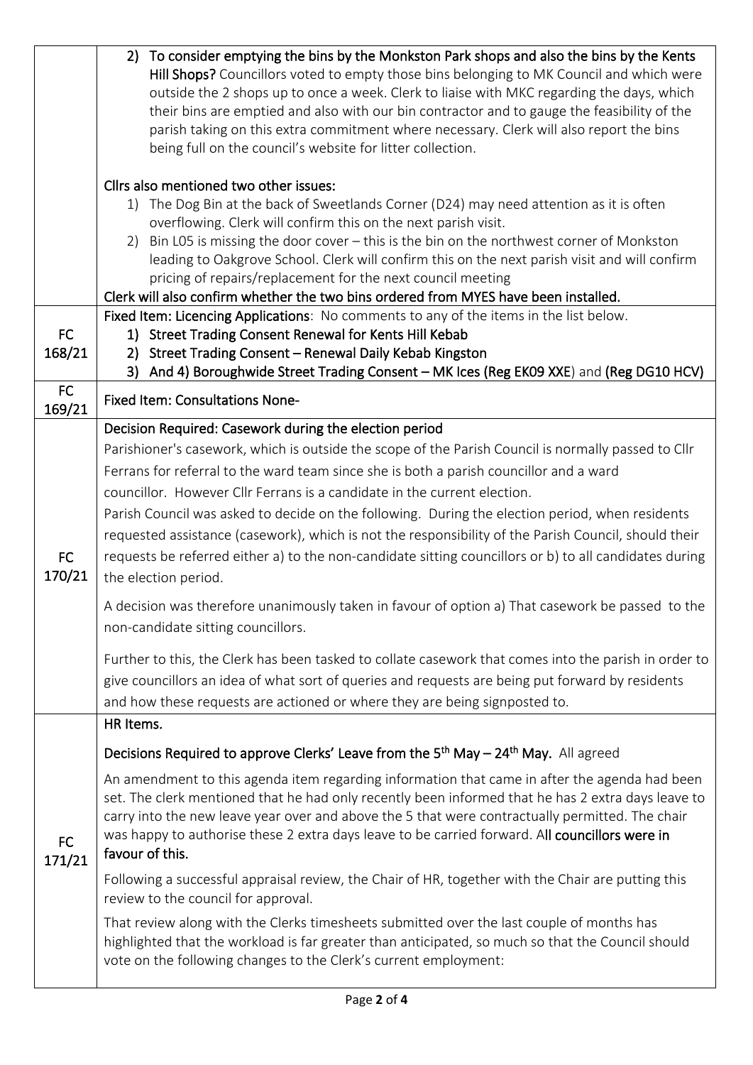| | |
|---|---|
| | 2) **To consider emptying the bins by the Monkston Park shops and also the bins by the Kents Hill Shops?** Councillors voted to empty those bins belonging to MK Council and which were outside the 2 shops up to once a week. Clerk to liaise with MKC regarding the days, which their bins are emptied and also with our bin contractor and to gauge the feasibility of the parish taking on this extra commitment where necessary. Clerk will also report the bins being full on the council's website for litter collection.<br><br>**Cllrs also mentioned two other issues:**<br>1) The Dog Bin at the back of Sweetlands Corner (D24) may need attention as it is often overflowing. Clerk will confirm this on the next parish visit.<br>2) Bin L05 is missing the door cover – this is the bin on the northwest corner of Monkston leading to Oakgrove School. Clerk will confirm this on the next parish visit and will confirm pricing of repairs/replacement for the next council meeting<br>**Clerk will also confirm whether the two bins ordered from MYES have been installed.** |
| FC 168/21 | **Fixed Item: Licencing Applications**: No comments to any of the items in the list below.<br>**1) Street Trading Consent Renewal for Kents Hill Kebab**<br>**2) Street Trading Consent – Renewal Daily Kebab Kingston**<br>**3) And 4) Boroughwide Street Trading Consent – MK Ices (Reg EK09 XXE) and (Reg DG10 HCV)** |
| FC 169/21 | **Fixed Item: Consultations None-** |
| FC 170/21 | **Decision Required: Casework during the election period**<br>Parishioner's casework, which is outside the scope of the Parish Council is normally passed to Cllr Ferrans for referral to the ward team since she is both a parish councillor and a ward councillor. However Cllr Ferrans is a candidate in the current election.<br>Parish Council was asked to decide on the following. During the election period, when residents requested assistance (casework), which is not the responsibility of the Parish Council, should their requests be referred either a) to the non-candidate sitting councillors or b) to all candidates during the election period.<br><br>A decision was therefore unanimously taken in favour of option a) That casework be passed to the non-candidate sitting councillors.<br><br>Further to this, the Clerk has been tasked to collate casework that comes into the parish in order to give councillors an idea of what sort of queries and requests are being put forward by residents and how these requests are actioned or where they are being signposted to. |
| FC 171/21 | **HR Items.**<br><br>**Decisions Required to approve Clerks' Leave from the 5th May – 24th May.** All agreed<br><br>An amendment to this agenda item regarding information that came in after the agenda had been set. The clerk mentioned that he had only recently been informed that he has 2 extra days leave to carry into the new leave year over and above the 5 that were contractually permitted. The chair was happy to authorise these 2 extra days leave to be carried forward. A**ll councillors were in favour of this.**<br><br>Following a successful appraisal review, the Chair of HR, together with the Chair are putting this review to the council for approval.<br><br>That review along with the Clerks timesheets submitted over the last couple of months has highlighted that the workload is far greater than anticipated, so much so that the Council should vote on the following changes to the Clerk's current employment: |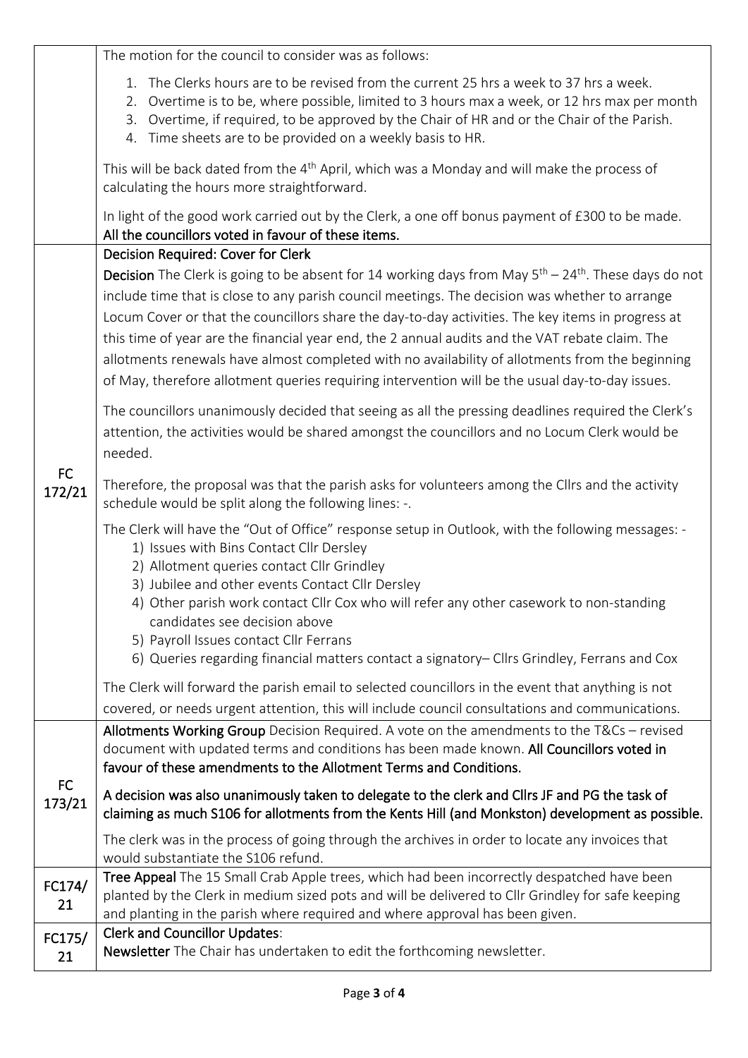| | |
|---|---|
| | The motion for the council to consider was as follows:<br><br>1. The Clerks hours are to be revised from the current 25 hrs a week to 37 hrs a week.<br>2. Overtime is to be, where possible, limited to 3 hours max a week, or 12 hrs max per month<br>3. Overtime, if required, to be approved by the Chair of HR and or the Chair of the Parish.<br>4. Time sheets are to be provided on a weekly basis to HR.<br><br>This will be back dated from the 4th April, which was a Monday and will make the process of calculating the hours more straightforward.<br><br>In light of the good work carried out by the Clerk, a one off bonus payment of £300 to be made.<br>**All the councillors voted in favour of these items.** |
| FC 172/21 | **Decision Required: Cover for Clerk**<br><br>**Decision** The Clerk is going to be absent for 14 working days from May 5th – 24th. These days do not include time that is close to any parish council meetings. The decision was whether to arrange Locum Cover or that the councillors share the day-to-day activities. The key items in progress at this time of year are the financial year end, the 2 annual audits and the VAT rebate claim. The allotments renewals have almost completed with no availability of allotments from the beginning of May, therefore allotment queries requiring intervention will be the usual day-to-day issues.<br><br>The councillors unanimously decided that seeing as all the pressing deadlines required the Clerk's attention, the activities would be shared amongst the councillors and no Locum Clerk would be needed.<br><br>Therefore, the proposal was that the parish asks for volunteers among the Cllrs and the activity schedule would be split along the following lines: -.<br><br>The Clerk will have the "Out of Office" response setup in Outlook, with the following messages: -<br>1) Issues with Bins Contact Cllr Dersley<br>2) Allotment queries contact Cllr Grindley<br>3) Jubilee and other events Contact Cllr Dersley<br>4) Other parish work contact Cllr Cox who will refer any other casework to non-standing candidates see decision above<br>5) Payroll Issues contact Cllr Ferrans<br>6) Queries regarding financial matters contact a signatory– Cllrs Grindley, Ferrans and Cox<br><br>The Clerk will forward the parish email to selected councillors in the event that anything is not covered, or needs urgent attention, this will include council consultations and communications. |
| FC 173/21 | **Allotments Working Group** Decision Required. A vote on the amendments to the T&Cs – revised document with updated terms and conditions has been made known. **All Councillors voted in favour of these amendments to the Allotment Terms and Conditions.**<br><br>**A decision was also unanimously taken to delegate to the clerk and Cllrs JF and PG the task of claiming as much S106 for allotments from the Kents Hill (and Monkston) development as possible.**<br><br>The clerk was in the process of going through the archives in order to locate any invoices that would substantiate the S106 refund. |
| FC174/21 | **Tree Appeal** The 15 Small Crab Apple trees, which had been incorrectly despatched have been planted by the Clerk in medium sized pots and will be delivered to Cllr Grindley for safe keeping and planting in the parish where required and where approval has been given. |
| FC175/21 | **Clerk and Councillor Updates**:<br>**Newsletter** The Chair has undertaken to edit the forthcoming newsletter. |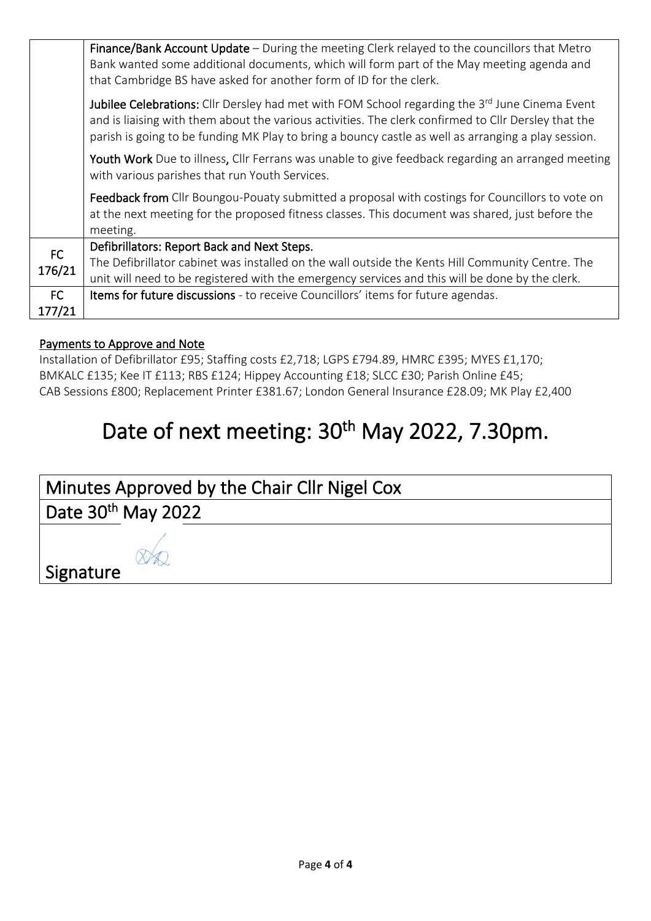| | |
|---|---|
| | **Finance/Bank Account Update** – During the meeting Clerk relayed to the councillors that Metro Bank wanted some additional documents, which will form part of the May meeting agenda and that Cambridge BS have asked for another form of ID for the clerk.<br><br>**Jubilee Celebrations:** Cllr Dersley had met with FOM School regarding the 3rd June Cinema Event and is liaising with them about the various activities. The clerk confirmed to Cllr Dersley that the parish is going to be funding MK Play to bring a bouncy castle as well as arranging a play session.<br><br>**Youth Work** Due to illness, Cllr Ferrans was unable to give feedback regarding an arranged meeting with various parishes that run Youth Services.<br><br>**Feedback from** Cllr Boungou-Pouaty submitted a proposal with costings for Councillors to vote on at the next meeting for the proposed fitness classes. This document was shared, just before the meeting. |
| FC 176/21 | **Defibrillators: Report Back and Next Steps.**<br>The Defibrillator cabinet was installed on the wall outside the Kents Hill Community Centre. The unit will need to be registered with the emergency services and this will be done by the clerk. |
| FC 177/21 | **Items for future discussions** - to receive Councillors' items for future agendas. |

## Payments to Approve and Note

Installation of Defibrillator £95; Staffing costs £2,718; LGPS £794.89, HMRC £395; MYES £1,170; BMKALC £135; Kee IT £113; RBS £124; Hippey Accounting £18; SLCC £30; Parish Online £45; CAB Sessions £800; Replacement Printer £381.67; London General Insurance £28.09; MK Play £2,400

# Date of next meeting: 30th May 2022, 7.30pm.

| |
|---|
| Minutes Approved by the Chair Cllr Nigel Cox |
| Date 30th May 2022 |
| Signature |